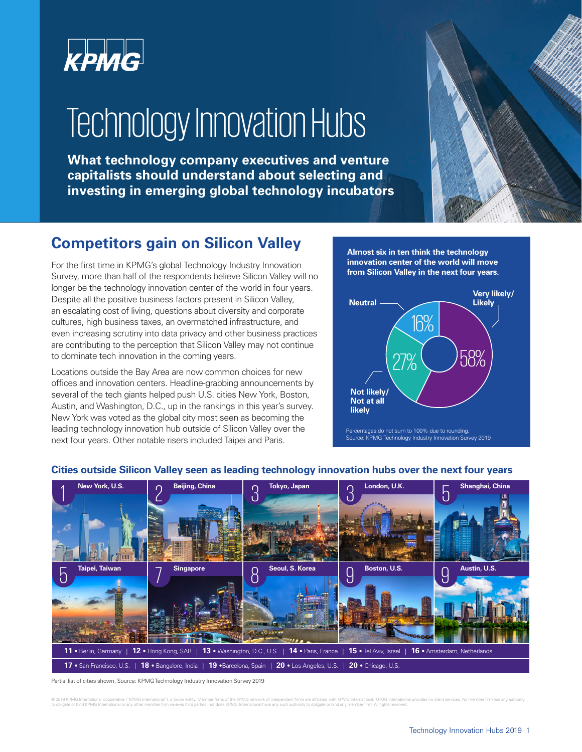KPMG

# Technology Innovation Hubs

**What technology company executives and venture capitalists should understand about selecting and investing in emerging global technology incubators**

## Competitors gain on Silicon Valley

For the first time in KPMG's global Technology Industry Innovation Survey, more than half of the respondents believe Silicon Valley will no longer be the technology innovation center of the world in four years. Despite all the positive business factors present in Silicon Valley, an escalating cost of living, questions about diversity and corporate cultures, high business taxes, an overmatched infrastructure, and even increasing scrutiny into data privacy and other business practices are contributing to the perception that Silicon Valley may not continue to dominate tech innovation in the coming years.

Locations outside the Bay Area are now common choices for new offices and innovation centers. Headline-grabbing announcements by several of the tech giants helped push U.S. cities New York, Boston, Austin, and Washington, D.C., up in the rankings in this year's survey. New York was voted as the global city most seen as becoming the leading technology innovation hub outside of Silicon Valley over the next four years. Other notable risers included Taipei and Paris.

**Almost six in ten think the technology innovation center of the world will move from Silicon Valley in the next four years.**

| Response | Percentage |
|---|---|
| Very likely/Likely | 58% |
| Not likely/Not at all likely | 27% |
| Neutral | 16% |

Percentages do not sum to 100% due to rounding.
Source: KPMG Technology Industry Innovation Survey 2019

### Cities outside Silicon Valley seen as leading technology innovation hubs over the next four years

| Rank | City |
|---|---|
| 1 | New York, U.S. |
| 2 | Beijing, China |
| 3 | Tokyo, Japan |
| 3 | London, U.K. |
| 5 | Shanghai, China |
| 5 | Taipei, Taiwan |
| 7 | Singapore |
| 8 | Seoul, S. Korea |
| 9 | Boston, U.S. |
| 9 | Austin, U.S. |
| 11 | Berlin, Germany |
| 12 | Hong Kong, SAR |
| 13 | Washington, D.C., U.S. |
| 14 | Paris, France |
| 15 | Tel Aviv, Israel |
| 16 | Amsterdam, Netherlands |
| 17 | San Francisco, U.S. |
| 18 | Bangalore, India |
| 19 | Barcelona, Spain |
| 20 | Los Angeles, U.S. |
| 20 | Chicago, U.S. |

Partial list of cities shown. Source: KPMG Technology Industry Innovation Survey 2019

© 2019 KPMG International Cooperative ("KPMG International"), a Swiss entity. Member firms of the KPMG network of independent firms are affiliated with KPMG International. KPMG International provides no client services. No member firm has any authority to obligate or bind KPMG International or any other member firm vis-à-vis third parties, nor does KPMG International have any such authority to obligate or bind any member firm. All rights reserved.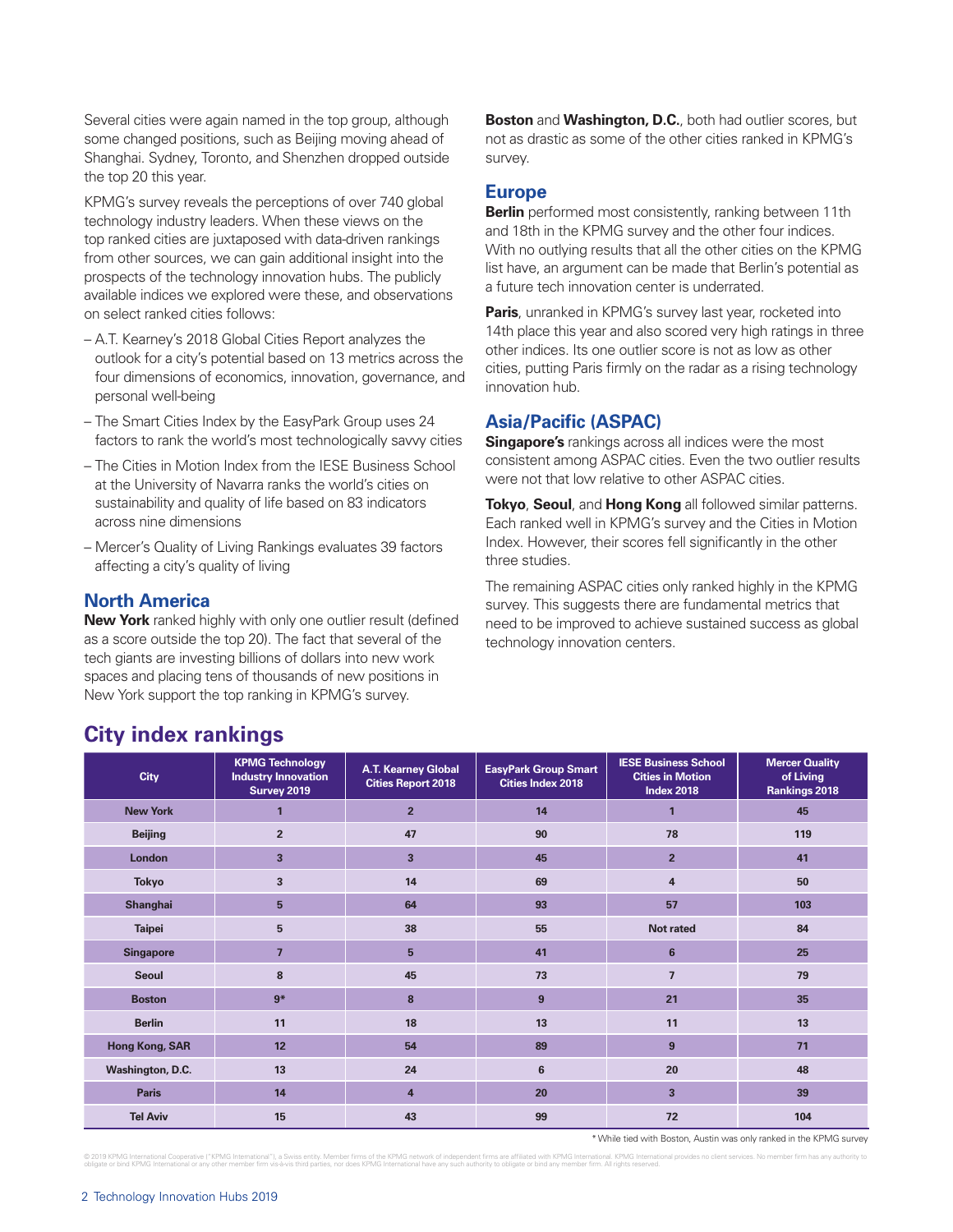Several cities were again named in the top group, although some changed positions, such as Beijing moving ahead of Shanghai. Sydney, Toronto, and Shenzhen dropped outside the top 20 this year.

KPMG's survey reveals the perceptions of over 740 global technology industry leaders. When these views on the top ranked cities are juxtaposed with data-driven rankings from other sources, we can gain additional insight into the prospects of the technology innovation hubs. The publicly available indices we explored were these, and observations on select ranked cities follows:

- A.T. Kearney's 2018 Global Cities Report analyzes the outlook for a city's potential based on 13 metrics across the four dimensions of economics, innovation, governance, and personal well-being
- The Smart Cities Index by the EasyPark Group uses 24 factors to rank the world's most technologically savvy cities
- The Cities in Motion Index from the IESE Business School at the University of Navarra ranks the world's cities on sustainability and quality of life based on 83 indicators across nine dimensions
- Mercer's Quality of Living Rankings evaluates 39 factors affecting a city's quality of living

## North America

**New York** ranked highly with only one outlier result (defined as a score outside the top 20). The fact that several of the tech giants are investing billions of dollars into new work spaces and placing tens of thousands of new positions in New York support the top ranking in KPMG's survey.

**Boston** and **Washington, D.C.**, both had outlier scores, but not as drastic as some of the other cities ranked in KPMG's survey.

## Europe

**Berlin** performed most consistently, ranking between 11th and 18th in the KPMG survey and the other four indices. With no outlying results that all the other cities on the KPMG list have, an argument can be made that Berlin's potential as a future tech innovation center is underrated.

**Paris**, unranked in KPMG's survey last year, rocketed into 14th place this year and also scored very high ratings in three other indices. Its one outlier score is not as low as other cities, putting Paris firmly on the radar as a rising technology innovation hub.

## Asia/Pacific (ASPAC)

**Singapore's** rankings across all indices were the most consistent among ASPAC cities. Even the two outlier results were not that low relative to other ASPAC cities.

**Tokyo**, **Seoul**, and **Hong Kong** all followed similar patterns. Each ranked well in KPMG's survey and the Cities in Motion Index. However, their scores fell significantly in the other three studies.

The remaining ASPAC cities only ranked highly in the KPMG survey. This suggests there are fundamental metrics that need to be improved to achieve sustained success as global technology innovation centers.

## City index rankings

| City | KPMG Technology Industry Innovation Survey 2019 | A.T. Kearney Global Cities Report 2018 | EasyPark Group Smart Cities Index 2018 | IESE Business School Cities in Motion Index 2018 | Mercer Quality of Living Rankings 2018 |
|---|---|---|---|---|---|
| New York | 1 | 2 | 14 | 1 | 45 |
| Beijing | 2 | 47 | 90 | 78 | 119 |
| London | 3 | 3 | 45 | 2 | 41 |
| Tokyo | 3 | 14 | 69 | 4 | 50 |
| Shanghai | 5 | 64 | 93 | 57 | 103 |
| Taipei | 5 | 38 | 55 | Not rated | 84 |
| Singapore | 7 | 5 | 41 | 6 | 25 |
| Seoul | 8 | 45 | 73 | 7 | 79 |
| Boston | 9* | 8 | 9 | 21 | 35 |
| Berlin | 11 | 18 | 13 | 11 | 13 |
| Hong Kong, SAR | 12 | 54 | 89 | 9 | 71 |
| Washington, D.C. | 13 | 24 | 6 | 20 | 48 |
| Paris | 14 | 4 | 20 | 3 | 39 |
| Tel Aviv | 15 | 43 | 99 | 72 | 104 |

* While tied with Boston, Austin was only ranked in the KPMG survey

© 2019 KPMG International Cooperative ("KPMG International"), a Swiss entity. Member firms of the KPMG network of independent firms are affiliated with KPMG International. KPMG International provides no client services. No member firm has any authority to obligate or bind KPMG International or any other member firm vis-à-vis third parties, nor does KPMG International have any such authority to obligate or bind any member firm. All rights reserved.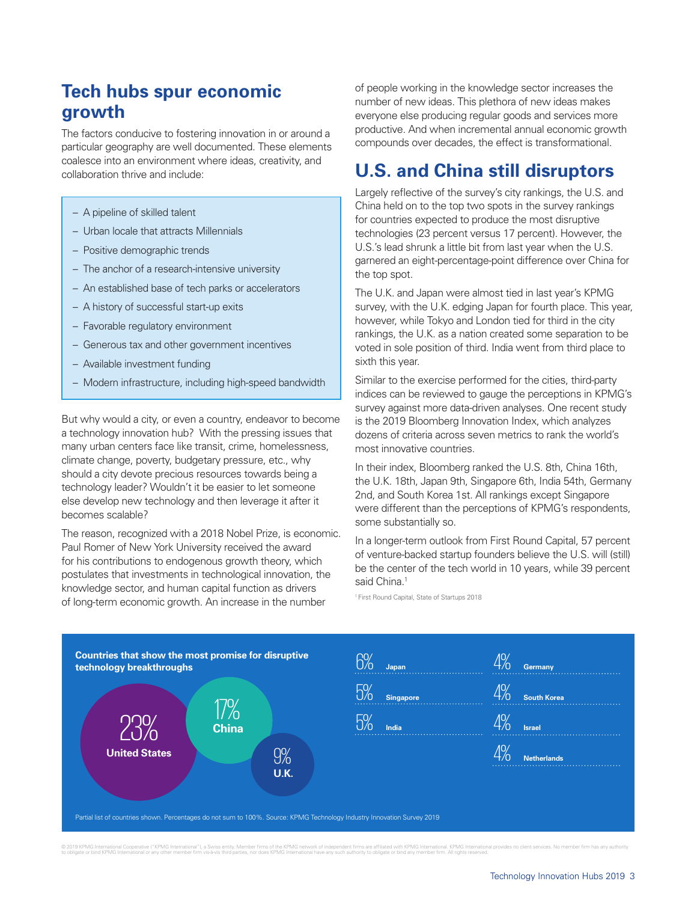## Tech hubs spur economic growth

The factors conducive to fostering innovation in or around a particular geography are well documented. These elements coalesce into an environment where ideas, creativity, and collaboration thrive and include:

- A pipeline of skilled talent
- Urban locale that attracts Millennials
- Positive demographic trends
- The anchor of a research-intensive university
- An established base of tech parks or accelerators
- A history of successful start-up exits
- Favorable regulatory environment
- Generous tax and other government incentives
- Available investment funding
- Modern infrastructure, including high-speed bandwidth

But why would a city, or even a country, endeavor to become a technology innovation hub? With the pressing issues that many urban centers face like transit, crime, homelessness, climate change, poverty, budgetary pressure, etc., why should a city devote precious resources towards being a technology leader? Wouldn't it be easier to let someone else develop new technology and then leverage it after it becomes scalable?

The reason, recognized with a 2018 Nobel Prize, is economic. Paul Romer of New York University received the award for his contributions to endogenous growth theory, which postulates that investments in technological innovation, the knowledge sector, and human capital function as drivers of long-term economic growth. An increase in the number of people working in the knowledge sector increases the number of new ideas. This plethora of new ideas makes everyone else producing regular goods and services more productive. And when incremental annual economic growth compounds over decades, the effect is transformational.

## U.S. and China still disruptors

Largely reflective of the survey's city rankings, the U.S. and China held on to the top two spots in the survey rankings for countries expected to produce the most disruptive technologies (23 percent versus 17 percent). However, the U.S.'s lead shrunk a little bit from last year when the U.S. garnered an eight-percentage-point difference over China for the top spot.

The U.K. and Japan were almost tied in last year's KPMG survey, with the U.K. edging Japan for fourth place. This year, however, while Tokyo and London tied for third in the city rankings, the U.K. as a nation created some separation to be voted in sole position of third. India went from third place to sixth this year.

Similar to the exercise performed for the cities, third-party indices can be reviewed to gauge the perceptions in KPMG's survey against more data-driven analyses. One recent study is the 2019 Bloomberg Innovation Index, which analyzes dozens of criteria across seven metrics to rank the world's most innovative countries.

In their index, Bloomberg ranked the U.S. 8th, China 16th, the U.K. 18th, Japan 9th, Singapore 6th, India 54th, Germany 2nd, and South Korea 1st. All rankings except Singapore were different than the perceptions of KPMG's respondents, some substantially so.

In a longer-term outlook from First Round Capital, 57 percent of venture-backed startup founders believe the U.S. will (still) be the center of the tech world in 10 years, while 39 percent said China.[1]

[1] First Round Capital, State of Startups 2018

**Countries that show the most promise for disruptive technology breakthroughs**

| Country | Percentage |
|---|---|
| United States | 23% |
| China | 17% |
| U.K. | 9% |
| Japan | 6% |
| Singapore | 5% |
| India | 5% |
| Germany | 4% |
| South Korea | 4% |
| Israel | 4% |
| Netherlands | 4% |

Partial list of countries shown. Percentages do not sum to 100%. Source: KPMG Technology Industry Innovation Survey 2019

© 2019 KPMG International Cooperative ("KPMG International"), a Swiss entity. Member firms of the KPMG network of independent firms are affiliated with KPMG International. KPMG International provides no client services. No member firm has any authority to obligate or bind KPMG International or any other member firm vis-à-vis third parties, nor does KPMG International have any such authority to obligate or bind any member firm. All rights reserved.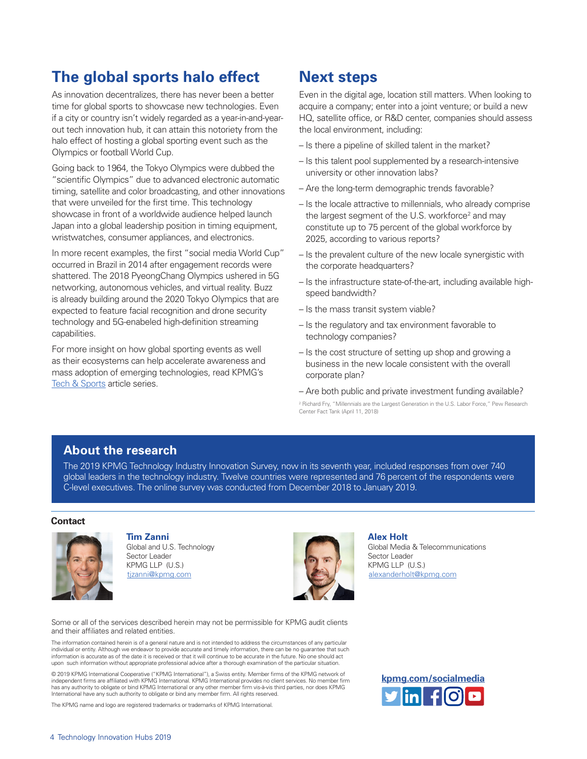## The global sports halo effect

As innovation decentralizes, there has never been a better time for global sports to showcase new technologies. Even if a city or country isn't widely regarded as a year-in-and-year-out tech innovation hub, it can attain this notoriety from the halo effect of hosting a global sporting event such as the Olympics or football World Cup.

Going back to 1964, the Tokyo Olympics were dubbed the "scientific Olympics" due to advanced electronic automatic timing, satellite and color broadcasting, and other innovations that were unveiled for the first time. This technology showcase in front of a worldwide audience helped launch Japan into a global leadership position in timing equipment, wristwatches, consumer appliances, and electronics.

In more recent examples, the first "social media World Cup" occurred in Brazil in 2014 after engagement records were shattered. The 2018 PyeongChang Olympics ushered in 5G networking, autonomous vehicles, and virtual reality. Buzz is already building around the 2020 Tokyo Olympics that are expected to feature facial recognition and drone security technology and 5G-enabled high-definition streaming capabilities.

For more insight on how global sporting events as well as their ecosystems can help accelerate awareness and mass adoption of emerging technologies, read KPMG's Tech & Sports article series.

## Next steps

Even in the digital age, location still matters. When looking to acquire a company; enter into a joint venture; or build a new HQ, satellite office, or R&D center, companies should assess the local environment, including:

- Is there a pipeline of skilled talent in the market?
- Is this talent pool supplemented by a research-intensive university or other innovation labs?
- Are the long-term demographic trends favorable?
- Is the locale attractive to millennials, who already comprise the largest segment of the U.S. workforce[2] and may constitute up to 75 percent of the global workforce by 2025, according to various reports?
- Is the prevalent culture of the new locale synergistic with the corporate headquarters?
- Is the infrastructure state-of-the-art, including available high-speed bandwidth?
- Is the mass transit system viable?
- Is the regulatory and tax environment favorable to technology companies?
- Is the cost structure of setting up shop and growing a business in the new locale consistent with the overall corporate plan?
- Are both public and private investment funding available?

[2] Richard Fry, "Millennials are the Largest Generation in the U.S. Labor Force," Pew Research Center Fact Tank (April 11, 2018)

## About the research

The 2019 KPMG Technology Industry Innovation Survey, now in its seventh year, included responses from over 740 global leaders in the technology industry. Twelve countries were represented and 76 percent of the respondents were C-level executives. The online survey was conducted from December 2018 to January 2019.

### Contact

**Tim Zanni**
Global and U.S. Technology Sector Leader
KPMG LLP (U.S.)
tjzanni@kpmg.com

**Alex Holt**
Global Media & Telecommunications Sector Leader
KPMG LLP (U.S.)
alexanderholt@kpmg.com

Some or all of the services described herein may not be permissible for KPMG audit clients and their affiliates and related entities.

The information contained herein is of a general nature and is not intended to address the circumstances of any particular individual or entity. Although we endeavor to provide accurate and timely information, there can be no guarantee that such information is accurate as of the date it is received or that it will continue to be accurate in the future. No one should act upon such information without appropriate professional advice after a thorough examination of the particular situation.

© 2019 KPMG International Cooperative ("KPMG International"), a Swiss entity. Member firms of the KPMG network of independent firms are affiliated with KPMG International. KPMG International provides no client services. No member firm has any authority to obligate or bind KPMG International or any other member firm vis-à-vis third parties, nor does KPMG International have any such authority to obligate or bind any member firm. All rights reserved.

The KPMG name and logo are registered trademarks or trademarks of KPMG International.

kpmg.com/socialmedia